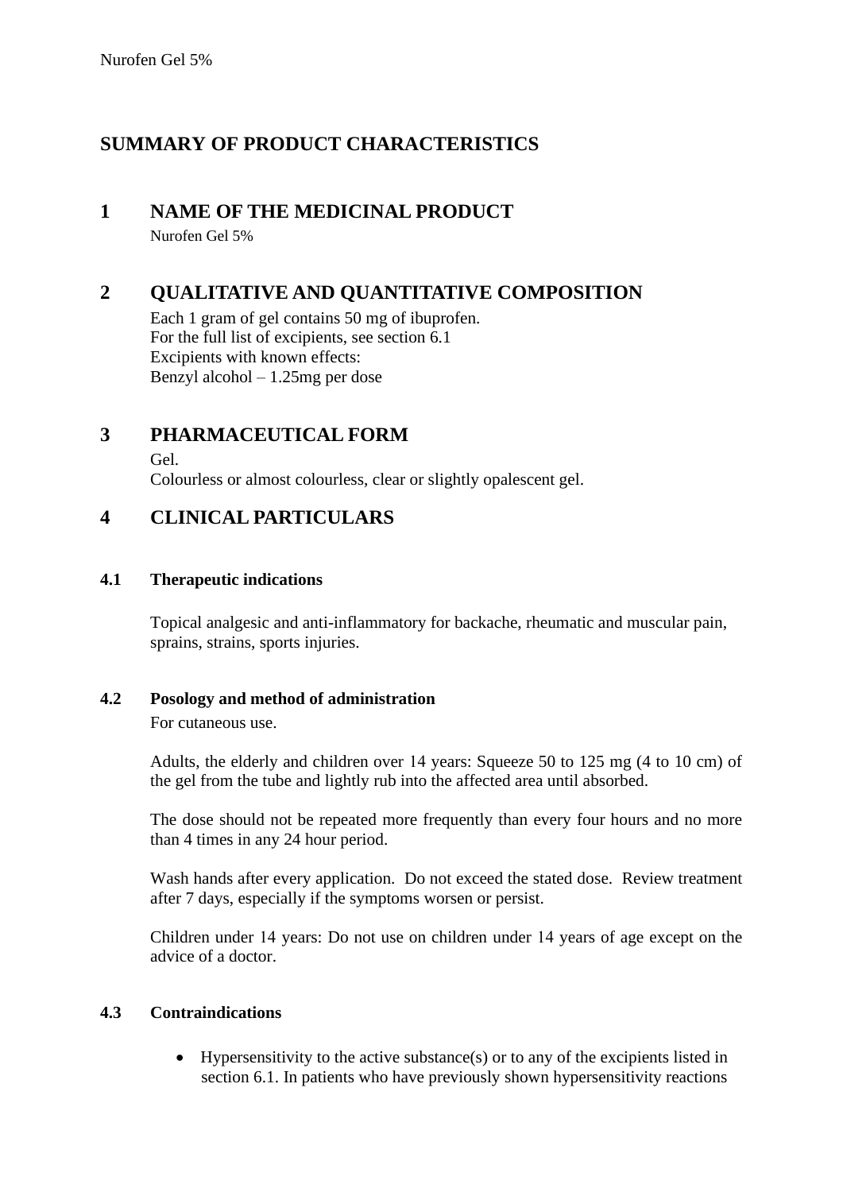# SUMMARY OF PRODUCT CHARACTERISTICS

## 1 NAME OF THE MEDICINAL PRODUCT

Nurofen Gel 5%

## 2 QUALITATIVE AND QUANTITATIVE COMPOSITION

Each 1 gram of gel contains 50 mg of ibuprofen.
For the full list of excipients, see section 6.1
Excipients with known effects:
Benzyl alcohol – 1.25mg per dose

## 3 PHARMACEUTICAL FORM

Gel.
Colourless or almost colourless, clear or slightly opalescent gel.

## 4 CLINICAL PARTICULARS

### 4.1 Therapeutic indications

Topical analgesic and anti-inflammatory for backache, rheumatic and muscular pain, sprains, strains, sports injuries.

### 4.2 Posology and method of administration

For cutaneous use.

Adults, the elderly and children over 14 years: Squeeze 50 to 125 mg (4 to 10 cm) of the gel from the tube and lightly rub into the affected area until absorbed.

The dose should not be repeated more frequently than every four hours and no more than 4 times in any 24 hour period.

Wash hands after every application. Do not exceed the stated dose. Review treatment after 7 days, especially if the symptoms worsen or persist.

Children under 14 years: Do not use on children under 14 years of age except on the advice of a doctor.

### 4.3 Contraindications

- Hypersensitivity to the active substance(s) or to any of the excipients listed in section 6.1. In patients who have previously shown hypersensitivity reactions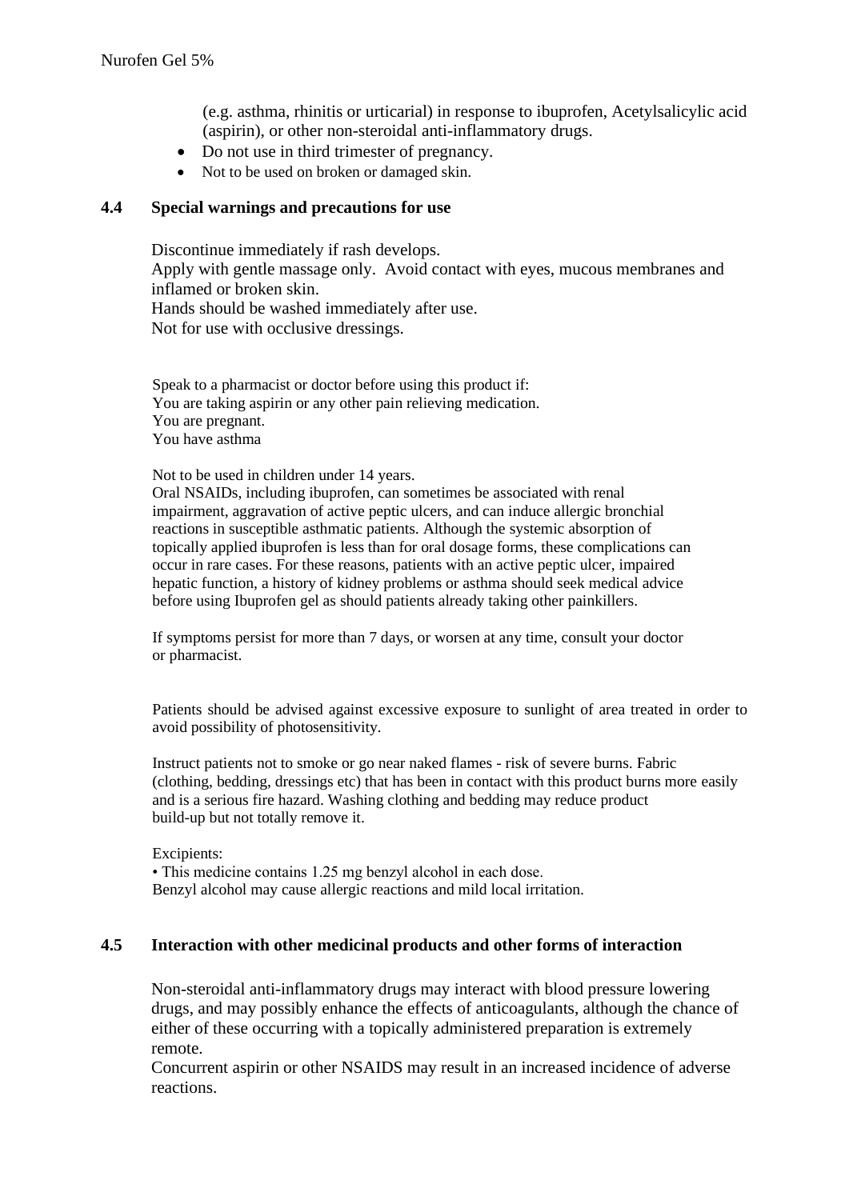(e.g. asthma, rhinitis or urticarial) in response to ibuprofen, Acetylsalicylic acid (aspirin), or other non-steroidal anti-inflammatory drugs.

- Do not use in third trimester of pregnancy.
- Not to be used on broken or damaged skin.

## 4.4 Special warnings and precautions for use

Discontinue immediately if rash develops.
Apply with gentle massage only. Avoid contact with eyes, mucous membranes and inflamed or broken skin.
Hands should be washed immediately after use.
Not for use with occlusive dressings.

Speak to a pharmacist or doctor before using this product if:
You are taking aspirin or any other pain relieving medication.
You are pregnant.
You have asthma

Not to be used in children under 14 years.
Oral NSAIDs, including ibuprofen, can sometimes be associated with renal impairment, aggravation of active peptic ulcers, and can induce allergic bronchial reactions in susceptible asthmatic patients. Although the systemic absorption of topically applied ibuprofen is less than for oral dosage forms, these complications can occur in rare cases. For these reasons, patients with an active peptic ulcer, impaired hepatic function, a history of kidney problems or asthma should seek medical advice before using Ibuprofen gel as should patients already taking other painkillers.

If symptoms persist for more than 7 days, or worsen at any time, consult your doctor or pharmacist.

Patients should be advised against excessive exposure to sunlight of area treated in order to avoid possibility of photosensitivity.

Instruct patients not to smoke or go near naked flames - risk of severe burns. Fabric (clothing, bedding, dressings etc) that has been in contact with this product burns more easily and is a serious fire hazard. Washing clothing and bedding may reduce product build-up but not totally remove it.

Excipients:
• This medicine contains 1.25 mg benzyl alcohol in each dose.
Benzyl alcohol may cause allergic reactions and mild local irritation.

## 4.5 Interaction with other medicinal products and other forms of interaction

Non-steroidal anti-inflammatory drugs may interact with blood pressure lowering drugs, and may possibly enhance the effects of anticoagulants, although the chance of either of these occurring with a topically administered preparation is extremely remote.
Concurrent aspirin or other NSAIDS may result in an increased incidence of adverse reactions.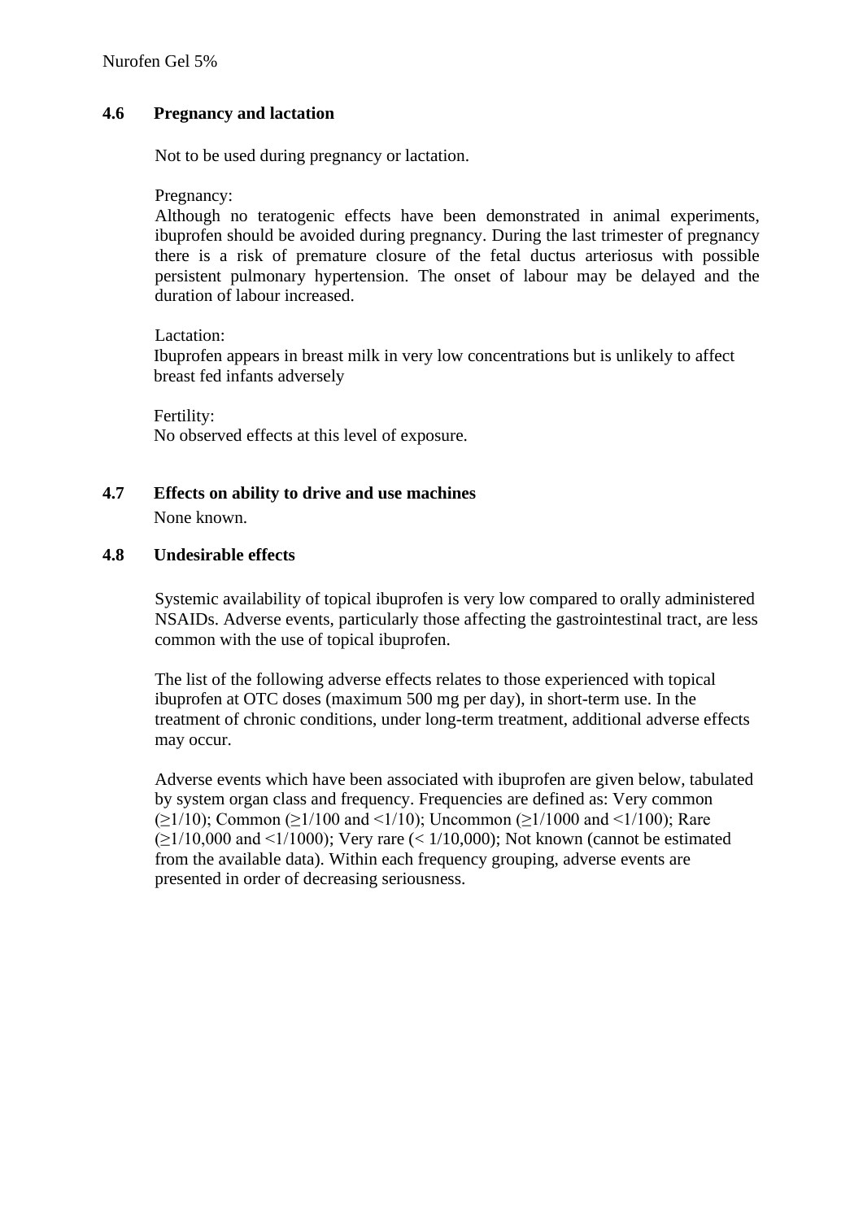### 4.6 Pregnancy and lactation

Not to be used during pregnancy or lactation.

Pregnancy:
Although no teratogenic effects have been demonstrated in animal experiments, ibuprofen should be avoided during pregnancy. During the last trimester of pregnancy there is a risk of premature closure of the fetal ductus arteriosus with possible persistent pulmonary hypertension. The onset of labour may be delayed and the duration of labour increased.

Lactation:
Ibuprofen appears in breast milk in very low concentrations but is unlikely to affect breast fed infants adversely

Fertility:
No observed effects at this level of exposure.

### 4.7 Effects on ability to drive and use machines

None known.

### 4.8 Undesirable effects

Systemic availability of topical ibuprofen is very low compared to orally administered NSAIDs. Adverse events, particularly those affecting the gastrointestinal tract, are less common with the use of topical ibuprofen.

The list of the following adverse effects relates to those experienced with topical ibuprofen at OTC doses (maximum 500 mg per day), in short-term use. In the treatment of chronic conditions, under long-term treatment, additional adverse effects may occur.

Adverse events which have been associated with ibuprofen are given below, tabulated by system organ class and frequency. Frequencies are defined as: Very common ($\geq$1/10); Common ($\geq$1/100 and <1/10); Uncommon ($\geq$1/1000 and <1/100); Rare ($\geq$1/10,000 and <1/1000); Very rare (< 1/10,000); Not known (cannot be estimated from the available data). Within each frequency grouping, adverse events are presented in order of decreasing seriousness.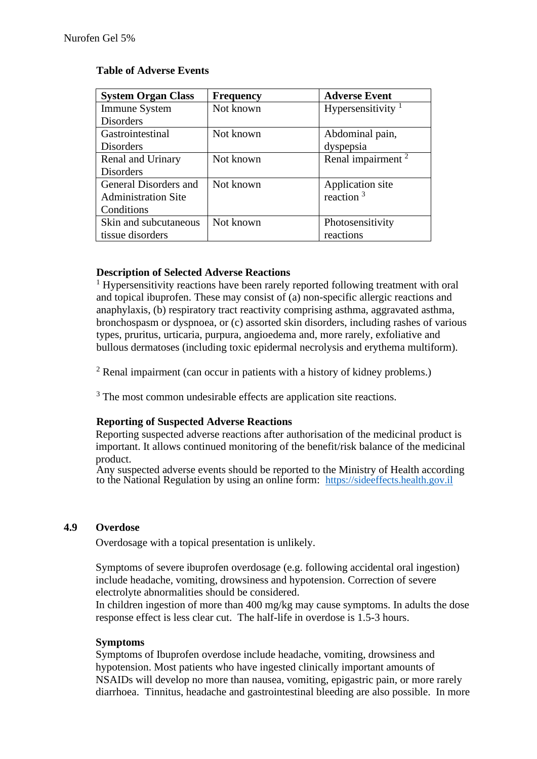**Table of Adverse Events**

| System Organ Class | Frequency | Adverse Event |
| --- | --- | --- |
| Immune System Disorders | Not known | Hypersensitivity [1] |
| Gastrointestinal Disorders | Not known | Abdominal pain, dyspepsia |
| Renal and Urinary Disorders | Not known | Renal impairment [2] |
| General Disorders and Administration Site Conditions | Not known | Application site reaction [3] |
| Skin and subcutaneous tissue disorders | Not known | Photosensitivity reactions |

**Description of Selected Adverse Reactions**

[1] Hypersensitivity reactions have been rarely reported following treatment with oral and topical ibuprofen. These may consist of (a) non-specific allergic reactions and anaphylaxis, (b) respiratory tract reactivity comprising asthma, aggravated asthma, bronchospasm or dyspnoea, or (c) assorted skin disorders, including rashes of various types, pruritus, urticaria, purpura, angioedema and, more rarely, exfoliative and bullous dermatoses (including toxic epidermal necrolysis and erythema multiform).

[2] Renal impairment (can occur in patients with a history of kidney problems.)

[3] The most common undesirable effects are application site reactions.

**Reporting of Suspected Adverse Reactions**

Reporting suspected adverse reactions after authorisation of the medicinal product is important. It allows continued monitoring of the benefit/risk balance of the medicinal product.
Any suspected adverse events should be reported to the Ministry of Health according to the National Regulation by using an online form: https://sideeffects.health.gov.il

## 4.9 Overdose

Overdosage with a topical presentation is unlikely.

Symptoms of severe ibuprofen overdosage (e.g. following accidental oral ingestion) include headache, vomiting, drowsiness and hypotension. Correction of severe electrolyte abnormalities should be considered.
In children ingestion of more than 400 mg/kg may cause symptoms. In adults the dose response effect is less clear cut. The half-life in overdose is 1.5-3 hours.

**Symptoms**

Symptoms of Ibuprofen overdose include headache, vomiting, drowsiness and hypotension. Most patients who have ingested clinically important amounts of NSAIDs will develop no more than nausea, vomiting, epigastric pain, or more rarely diarrhoea. Tinnitus, headache and gastrointestinal bleeding are also possible. In more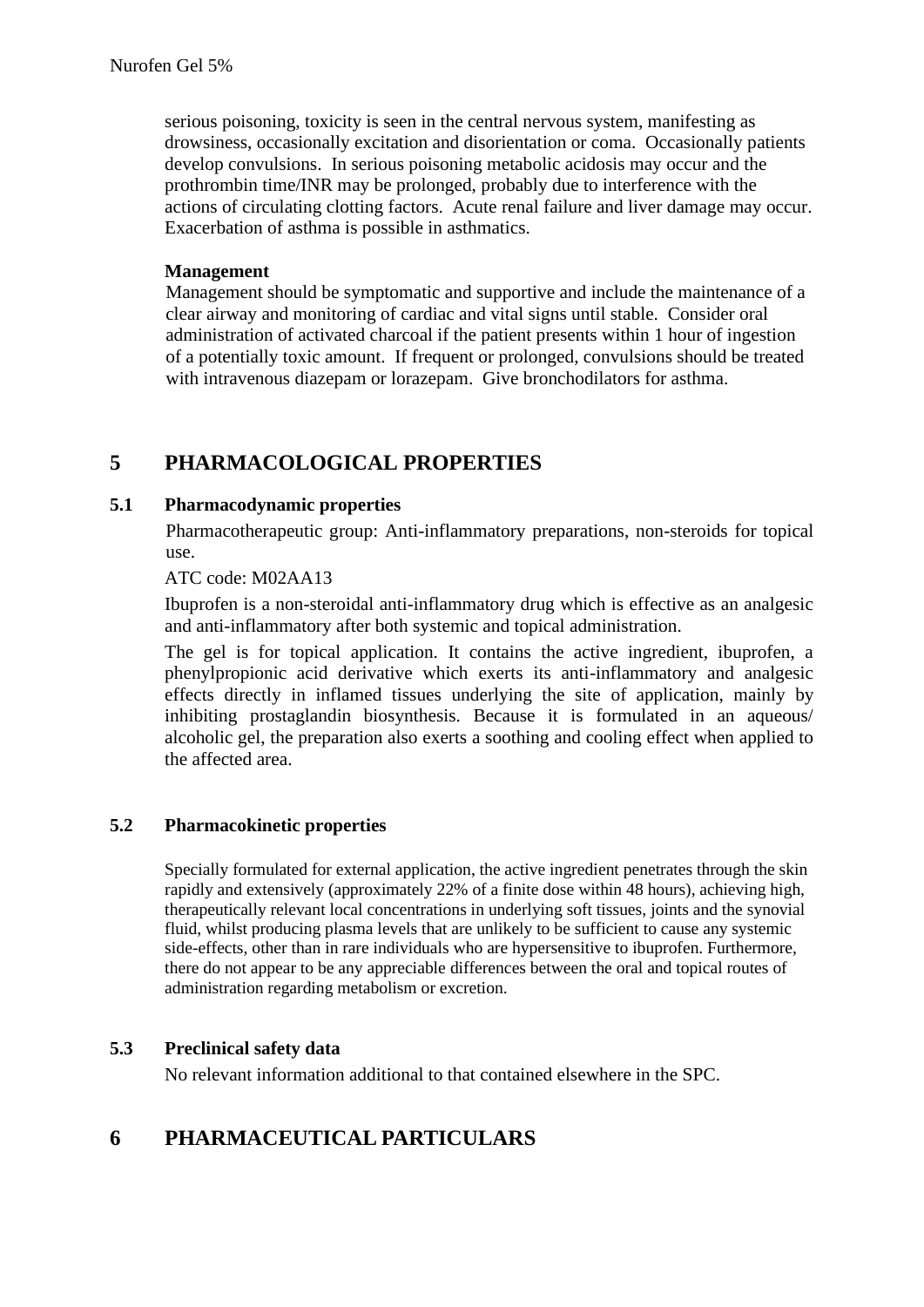serious poisoning, toxicity is seen in the central nervous system, manifesting as drowsiness, occasionally excitation and disorientation or coma. Occasionally patients develop convulsions. In serious poisoning metabolic acidosis may occur and the prothrombin time/INR may be prolonged, probably due to interference with the actions of circulating clotting factors. Acute renal failure and liver damage may occur. Exacerbation of asthma is possible in asthmatics.

**Management**

Management should be symptomatic and supportive and include the maintenance of a clear airway and monitoring of cardiac and vital signs until stable. Consider oral administration of activated charcoal if the patient presents within 1 hour of ingestion of a potentially toxic amount. If frequent or prolonged, convulsions should be treated with intravenous diazepam or lorazepam. Give bronchodilators for asthma.

# 5 PHARMACOLOGICAL PROPERTIES

## 5.1 Pharmacodynamic properties

Pharmacotherapeutic group: Anti-inflammatory preparations, non-steroids for topical use.

ATC code: M02AA13

Ibuprofen is a non-steroidal anti-inflammatory drug which is effective as an analgesic and anti-inflammatory after both systemic and topical administration.

The gel is for topical application. It contains the active ingredient, ibuprofen, a phenylpropionic acid derivative which exerts its anti-inflammatory and analgesic effects directly in inflamed tissues underlying the site of application, mainly by inhibiting prostaglandin biosynthesis. Because it is formulated in an aqueous/ alcoholic gel, the preparation also exerts a soothing and cooling effect when applied to the affected area.

## 5.2 Pharmacokinetic properties

Specially formulated for external application, the active ingredient penetrates through the skin rapidly and extensively (approximately 22% of a finite dose within 48 hours), achieving high, therapeutically relevant local concentrations in underlying soft tissues, joints and the synovial fluid, whilst producing plasma levels that are unlikely to be sufficient to cause any systemic side-effects, other than in rare individuals who are hypersensitive to ibuprofen. Furthermore, there do not appear to be any appreciable differences between the oral and topical routes of administration regarding metabolism or excretion.

## 5.3 Preclinical safety data

No relevant information additional to that contained elsewhere in the SPC.

# 6 PHARMACEUTICAL PARTICULARS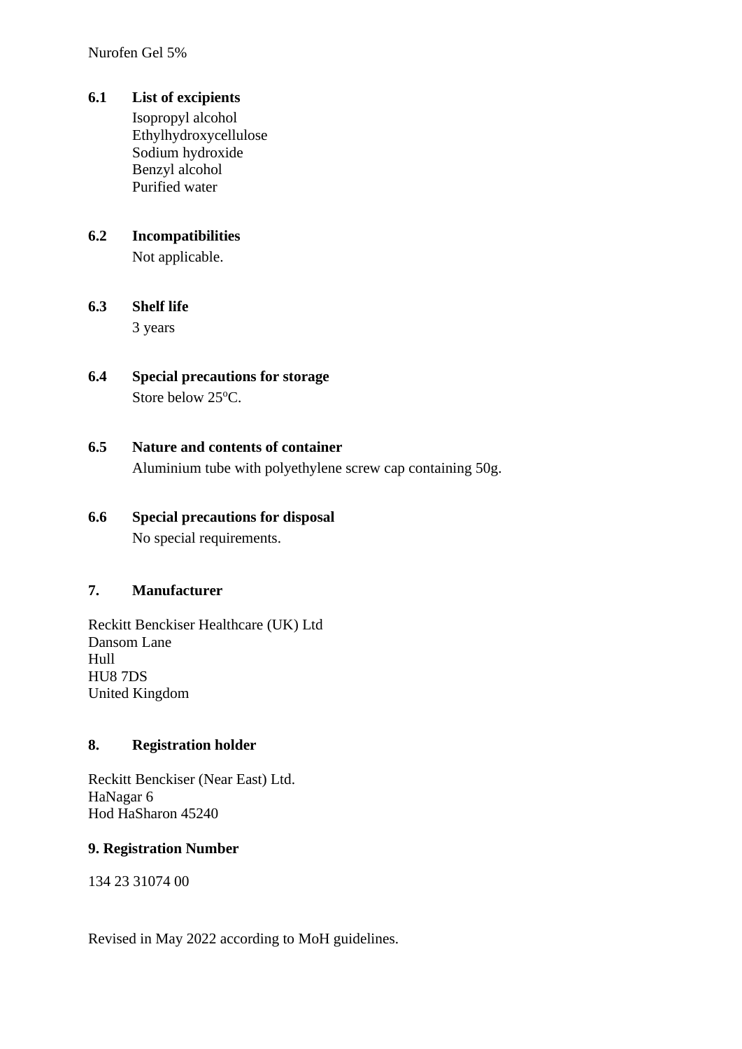Nurofen Gel 5%

**6.1 List of excipients**

Isopropyl alcohol
Ethylhydroxycellulose
Sodium hydroxide
Benzyl alcohol
Purified water

**6.2 Incompatibilities**

Not applicable.

**6.3 Shelf life**

3 years

**6.4 Special precautions for storage**

Store below 25$^{o}$C.

**6.5 Nature and contents of container**

Aluminium tube with polyethylene screw cap containing 50g.

**6.6 Special precautions for disposal**

No special requirements.

**7. Manufacturer**

Reckitt Benckiser Healthcare (UK) Ltd
Dansom Lane
Hull
HU8 7DS
United Kingdom

**8. Registration holder**

Reckitt Benckiser (Near East) Ltd.
HaNagar 6
Hod HaSharon 45240

**9. Registration Number**

134 23 31074 00

Revised in May 2022 according to MoH guidelines.